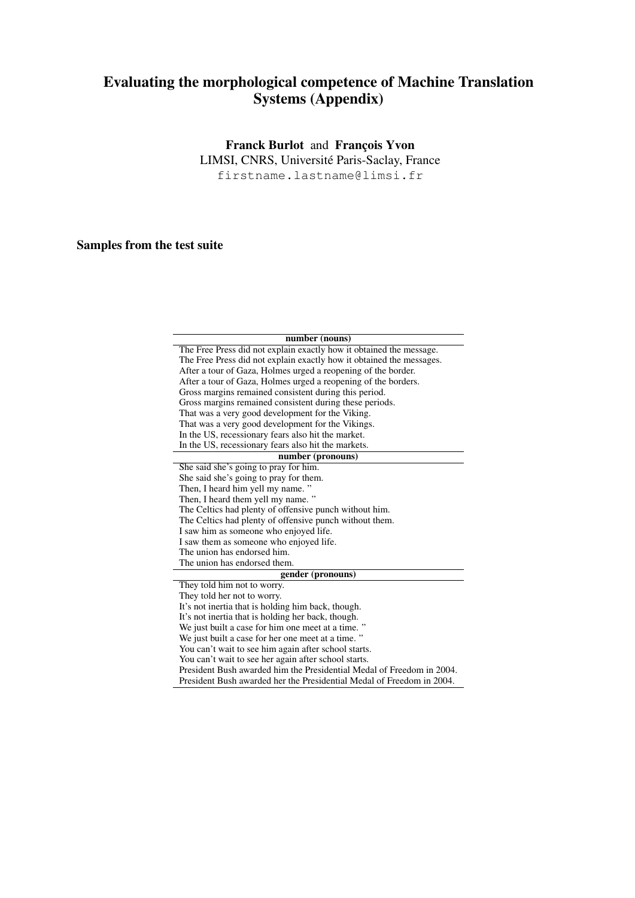# Evaluating the morphological competence of Machine Translation Systems (Appendix)

**Franck Burlot** and **François Yvon**
LIMSI, CNRS, Université Paris-Saclay, France
firstname.lastname@limsi.fr

## Samples from the test suite

| number (nouns) |
|---|
| The Free Press did not explain exactly how it obtained the message. |
| The Free Press did not explain exactly how it obtained the messages. |
| After a tour of Gaza, Holmes urged a reopening of the border. |
| After a tour of Gaza, Holmes urged a reopening of the borders. |
| Gross margins remained consistent during this period. |
| Gross margins remained consistent during these periods. |
| That was a very good development for the Viking. |
| That was a very good development for the Vikings. |
| In the US, recessionary fears also hit the market. |
| In the US, recessionary fears also hit the markets. |
| **number (pronouns)** |
| She said she's going to pray for him. |
| She said she's going to pray for them. |
| Then, I heard him yell my name. " |
| Then, I heard them yell my name. " |
| The Celtics had plenty of offensive punch without him. |
| The Celtics had plenty of offensive punch without them. |
| I saw him as someone who enjoyed life. |
| I saw them as someone who enjoyed life. |
| The union has endorsed him. |
| The union has endorsed them. |
| **gender (pronouns)** |
| They told him not to worry. |
| They told her not to worry. |
| It's not inertia that is holding him back, though. |
| It's not inertia that is holding her back, though. |
| We just built a case for him one meet at a time. " |
| We just built a case for her one meet at a time. " |
| You can't wait to see him again after school starts. |
| You can't wait to see her again after school starts. |
| President Bush awarded him the Presidential Medal of Freedom in 2004. |
| President Bush awarded her the Presidential Medal of Freedom in 2004. |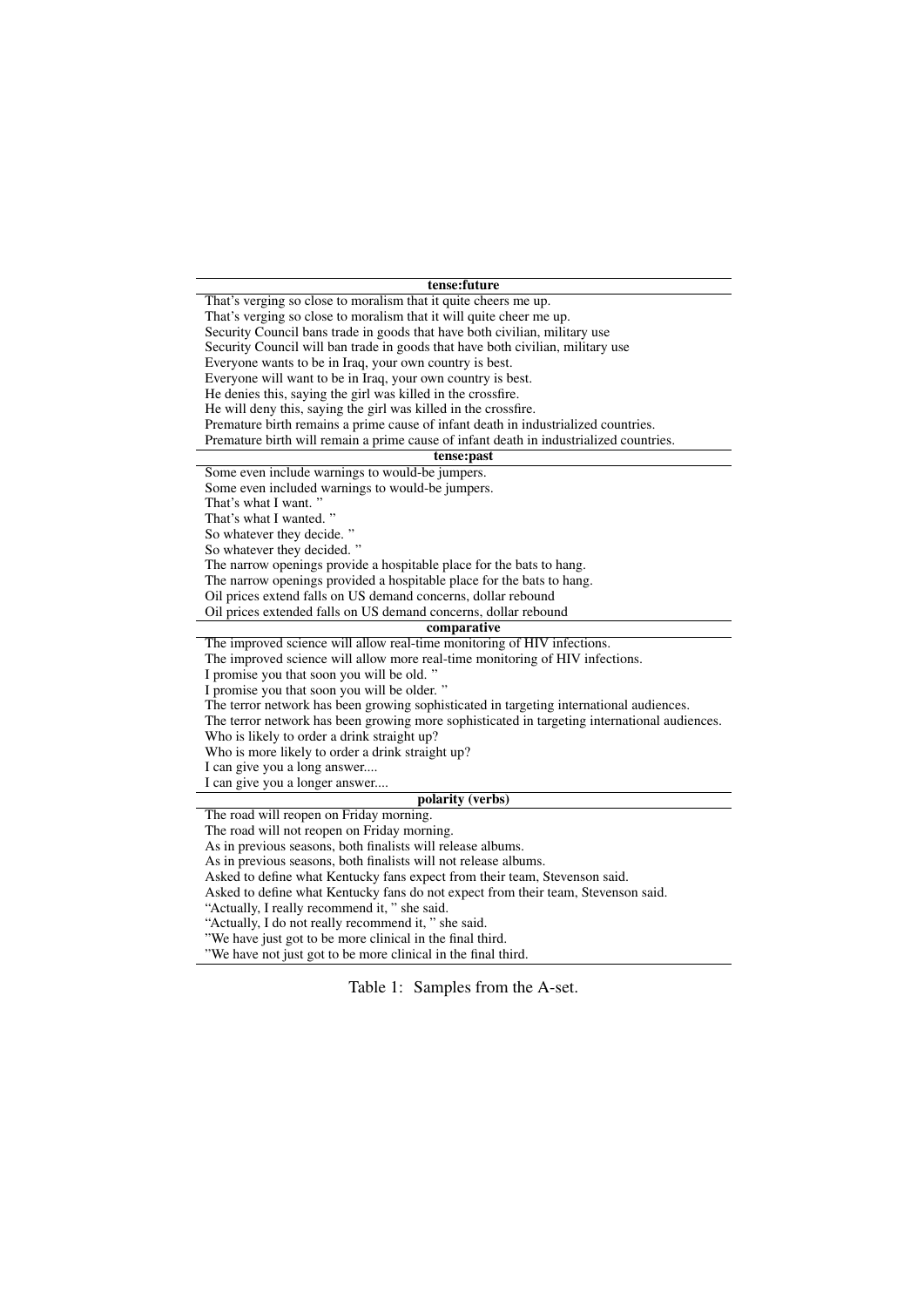| tense:future |
|---|
| That's verging so close to moralism that it quite cheers me up. |
| That's verging so close to moralism that it will quite cheer me up. |
| Security Council bans trade in goods that have both civilian, military use |
| Security Council will ban trade in goods that have both civilian, military use |
| Everyone wants to be in Iraq, your own country is best. |
| Everyone will want to be in Iraq, your own country is best. |
| He denies this, saying the girl was killed in the crossfire. |
| He will deny this, saying the girl was killed in the crossfire. |
| Premature birth remains a prime cause of infant death in industrialized countries. |
| Premature birth will remain a prime cause of infant death in industrialized countries. |
| **tense:past** |
| Some even include warnings to would-be jumpers. |
| Some even included warnings to would-be jumpers. |
| That's what I want. " |
| That's what I wanted. " |
| So whatever they decide. " |
| So whatever they decided. " |
| The narrow openings provide a hospitable place for the bats to hang. |
| The narrow openings provided a hospitable place for the bats to hang. |
| Oil prices extend falls on US demand concerns, dollar rebound |
| Oil prices extended falls on US demand concerns, dollar rebound |
| **comparative** |
| The improved science will allow real-time monitoring of HIV infections. |
| The improved science will allow more real-time monitoring of HIV infections. |
| I promise you that soon you will be old. " |
| I promise you that soon you will be older. " |
| The terror network has been growing sophisticated in targeting international audiences. |
| The terror network has been growing more sophisticated in targeting international audiences. |
| Who is likely to order a drink straight up? |
| Who is more likely to order a drink straight up? |
| I can give you a long answer.... |
| I can give you a longer answer.... |
| **polarity (verbs)** |
| The road will reopen on Friday morning. |
| The road will not reopen on Friday morning. |
| As in previous seasons, both finalists will release albums. |
| As in previous seasons, both finalists will not release albums. |
| Asked to define what Kentucky fans expect from their team, Stevenson said. |
| Asked to define what Kentucky fans do not expect from their team, Stevenson said. |
| "Actually, I really recommend it, " she said. |
| "Actually, I do not really recommend it, " she said. |
| "We have just got to be more clinical in the final third. |
| "We have not just got to be more clinical in the final third. |

Table 1: Samples from the A-set.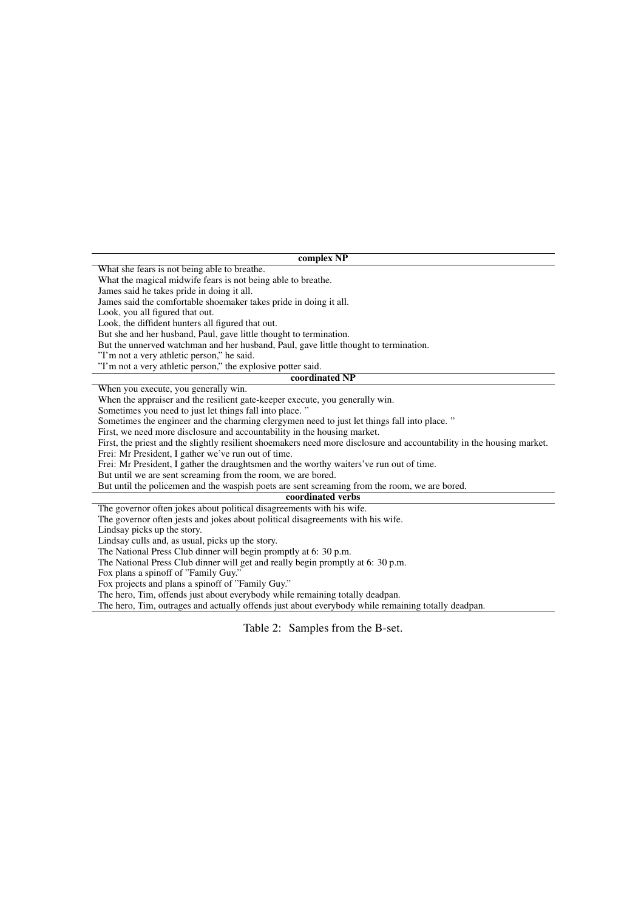| complex NP |
|---|
| What she fears is not being able to breathe. |
| What the magical midwife fears is not being able to breathe. |
| James said he takes pride in doing it all. |
| James said the comfortable shoemaker takes pride in doing it all. |
| Look, you all figured that out. |
| Look, the diffident hunters all figured that out. |
| But she and her husband, Paul, gave little thought to termination. |
| But the unnerved watchman and her husband, Paul, gave little thought to termination. |
| "I'm not a very athletic person," he said. |
| "I'm not a very athletic person," the explosive potter said. |
| **coordinated NP** |
| When you execute, you generally win. |
| When the appraiser and the resilient gate-keeper execute, you generally win. |
| Sometimes you need to just let things fall into place. " |
| Sometimes the engineer and the charming clergymen need to just let things fall into place. " |
| First, we need more disclosure and accountability in the housing market. |
| First, the priest and the slightly resilient shoemakers need more disclosure and accountability in the housing market. |
| Frei: Mr President, I gather we've run out of time. |
| Frei: Mr President, I gather the draughtsmen and the worthy waiters've run out of time. |
| But until we are sent screaming from the room, we are bored. |
| But until the policemen and the waspish poets are sent screaming from the room, we are bored. |
| **coordinated verbs** |
| The governor often jokes about political disagreements with his wife. |
| The governor often jests and jokes about political disagreements with his wife. |
| Lindsay picks up the story. |
| Lindsay culls and, as usual, picks up the story. |
| The National Press Club dinner will begin promptly at 6: 30 p.m. |
| The National Press Club dinner will get and really begin promptly at 6: 30 p.m. |
| Fox plans a spinoff of "Family Guy." |
| Fox projects and plans a spinoff of "Family Guy." |
| The hero, Tim, offends just about everybody while remaining totally deadpan. |
| The hero, Tim, outrages and actually offends just about everybody while remaining totally deadpan. |

Table 2: Samples from the B-set.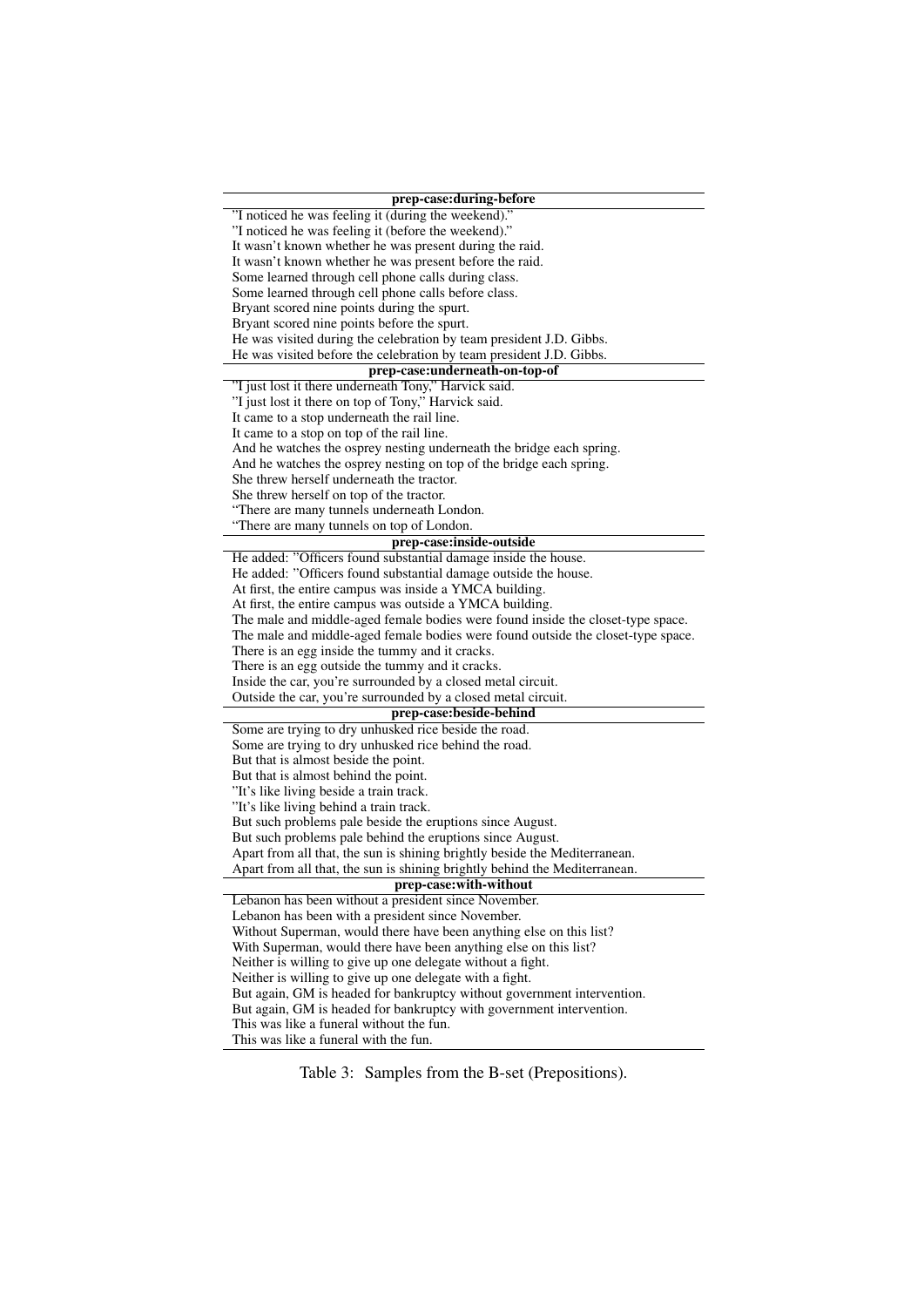| prep-case:during-before |
|---|
| "I noticed he was feeling it (during the weekend)." |
| "I noticed he was feeling it (before the weekend)." |
| It wasn't known whether he was present during the raid. |
| It wasn't known whether he was present before the raid. |
| Some learned through cell phone calls during class. |
| Some learned through cell phone calls before class. |
| Bryant scored nine points during the spurt. |
| Bryant scored nine points before the spurt. |
| He was visited during the celebration by team president J.D. Gibbs. |
| He was visited before the celebration by team president J.D. Gibbs. |
| **prep-case:underneath-on-top-of** |
| "I just lost it there underneath Tony," Harvick said. |
| "I just lost it there on top of Tony," Harvick said. |
| It came to a stop underneath the rail line. |
| It came to a stop on top of the rail line. |
| And he watches the osprey nesting underneath the bridge each spring. |
| And he watches the osprey nesting on top of the bridge each spring. |
| She threw herself underneath the tractor. |
| She threw herself on top of the tractor. |
| "There are many tunnels underneath London. |
| "There are many tunnels on top of London. |
| **prep-case:inside-outside** |
| He added: "Officers found substantial damage inside the house. |
| He added: "Officers found substantial damage outside the house. |
| At first, the entire campus was inside a YMCA building. |
| At first, the entire campus was outside a YMCA building. |
| The male and middle-aged female bodies were found inside the closet-type space. |
| The male and middle-aged female bodies were found outside the closet-type space. |
| There is an egg inside the tummy and it cracks. |
| There is an egg outside the tummy and it cracks. |
| Inside the car, you're surrounded by a closed metal circuit. |
| Outside the car, you're surrounded by a closed metal circuit. |
| **prep-case:beside-behind** |
| Some are trying to dry unhusked rice beside the road. |
| Some are trying to dry unhusked rice behind the road. |
| But that is almost beside the point. |
| But that is almost behind the point. |
| "It's like living beside a train track. |
| "It's like living behind a train track. |
| But such problems pale beside the eruptions since August. |
| But such problems pale behind the eruptions since August. |
| Apart from all that, the sun is shining brightly beside the Mediterranean. |
| Apart from all that, the sun is shining brightly behind the Mediterranean. |
| **prep-case:with-without** |
| Lebanon has been without a president since November. |
| Lebanon has been with a president since November. |
| Without Superman, would there have been anything else on this list? |
| With Superman, would there have been anything else on this list? |
| Neither is willing to give up one delegate without a fight. |
| Neither is willing to give up one delegate with a fight. |
| But again, GM is headed for bankruptcy without government intervention. |
| But again, GM is headed for bankruptcy with government intervention. |
| This was like a funeral without the fun. |
| This was like a funeral with the fun. |

Table 3: Samples from the B-set (Prepositions).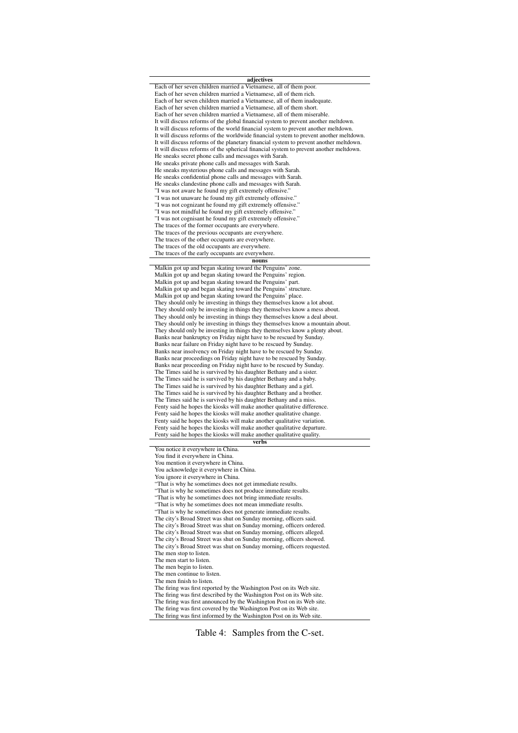| |
|---|
| **adjectives** |
| Each of her seven children married a Vietnamese, all of them poor. |
| Each of her seven children married a Vietnamese, all of them rich. |
| Each of her seven children married a Vietnamese, all of them inadequate. |
| Each of her seven children married a Vietnamese, all of them short. |
| Each of her seven children married a Vietnamese, all of them miserable. |
| It will discuss reforms of the global financial system to prevent another meltdown. |
| It will discuss reforms of the world financial system to prevent another meltdown. |
| It will discuss reforms of the worldwide financial system to prevent another meltdown. |
| It will discuss reforms of the planetary financial system to prevent another meltdown. |
| It will discuss reforms of the spherical financial system to prevent another meltdown. |
| He sneaks secret phone calls and messages with Sarah. |
| He sneaks private phone calls and messages with Sarah. |
| He sneaks mysterious phone calls and messages with Sarah. |
| He sneaks confidential phone calls and messages with Sarah. |
| He sneaks clandestine phone calls and messages with Sarah. |
| "I was not aware he found my gift extremely offensive." |
| "I was not unaware he found my gift extremely offensive." |
| "I was not cognizant he found my gift extremely offensive." |
| "I was not mindful he found my gift extremely offensive." |
| "I was not cognisant he found my gift extremely offensive." |
| The traces of the former occupants are everywhere. |
| The traces of the previous occupants are everywhere. |
| The traces of the other occupants are everywhere. |
| The traces of the old occupants are everywhere. |
| The traces of the early occupants are everywhere. |
| **nouns** |
| Malkin got up and began skating toward the Penguins' zone. |
| Malkin got up and began skating toward the Penguins' region. |
| Malkin got up and began skating toward the Penguins' part. |
| Malkin got up and began skating toward the Penguins' structure. |
| Malkin got up and began skating toward the Penguins' place. |
| They should only be investing in things they themselves know a lot about. |
| They should only be investing in things they themselves know a mess about. |
| They should only be investing in things they themselves know a deal about. |
| They should only be investing in things they themselves know a mountain about. |
| They should only be investing in things they themselves know a plenty about. |
| Banks near bankruptcy on Friday night have to be rescued by Sunday. |
| Banks near failure on Friday night have to be rescued by Sunday. |
| Banks near insolvency on Friday night have to be rescued by Sunday. |
| Banks near proceedings on Friday night have to be rescued by Sunday. |
| Banks near proceeding on Friday night have to be rescued by Sunday. |
| The Times said he is survived by his daughter Bethany and a sister. |
| The Times said he is survived by his daughter Bethany and a baby. |
| The Times said he is survived by his daughter Bethany and a girl. |
| The Times said he is survived by his daughter Bethany and a brother. |
| The Times said he is survived by his daughter Bethany and a miss. |
| Fenty said he hopes the kiosks will make another qualitative difference. |
| Fenty said he hopes the kiosks will make another qualitative change. |
| Fenty said he hopes the kiosks will make another qualitative variation. |
| Fenty said he hopes the kiosks will make another qualitative departure. |
| Fenty said he hopes the kiosks will make another qualitative quality. |
| **verbs** |
| You notice it everywhere in China. |
| You find it everywhere in China. |
| You mention it everywhere in China. |
| You acknowledge it everywhere in China. |
| You ignore it everywhere in China. |
| "That is why he sometimes does not get immediate results. |
| "That is why he sometimes does not produce immediate results. |
| "That is why he sometimes does not bring immediate results. |
| "That is why he sometimes does not mean immediate results. |
| "That is why he sometimes does not generate immediate results. |
| The city's Broad Street was shut on Sunday morning, officers said. |
| The city's Broad Street was shut on Sunday morning, officers ordered. |
| The city's Broad Street was shut on Sunday morning, officers alleged. |
| The city's Broad Street was shut on Sunday morning, officers showed. |
| The city's Broad Street was shut on Sunday morning, officers requested. |
| The men stop to listen. |
| The men start to listen. |
| The men begin to listen. |
| The men continue to listen. |
| The men finish to listen. |
| The firing was first reported by the Washington Post on its Web site. |
| The firing was first described by the Washington Post on its Web site. |
| The firing was first announced by the Washington Post on its Web site. |
| The firing was first covered by the Washington Post on its Web site. |
| The firing was first informed by the Washington Post on its Web site. |

Table 4: Samples from the C-set.